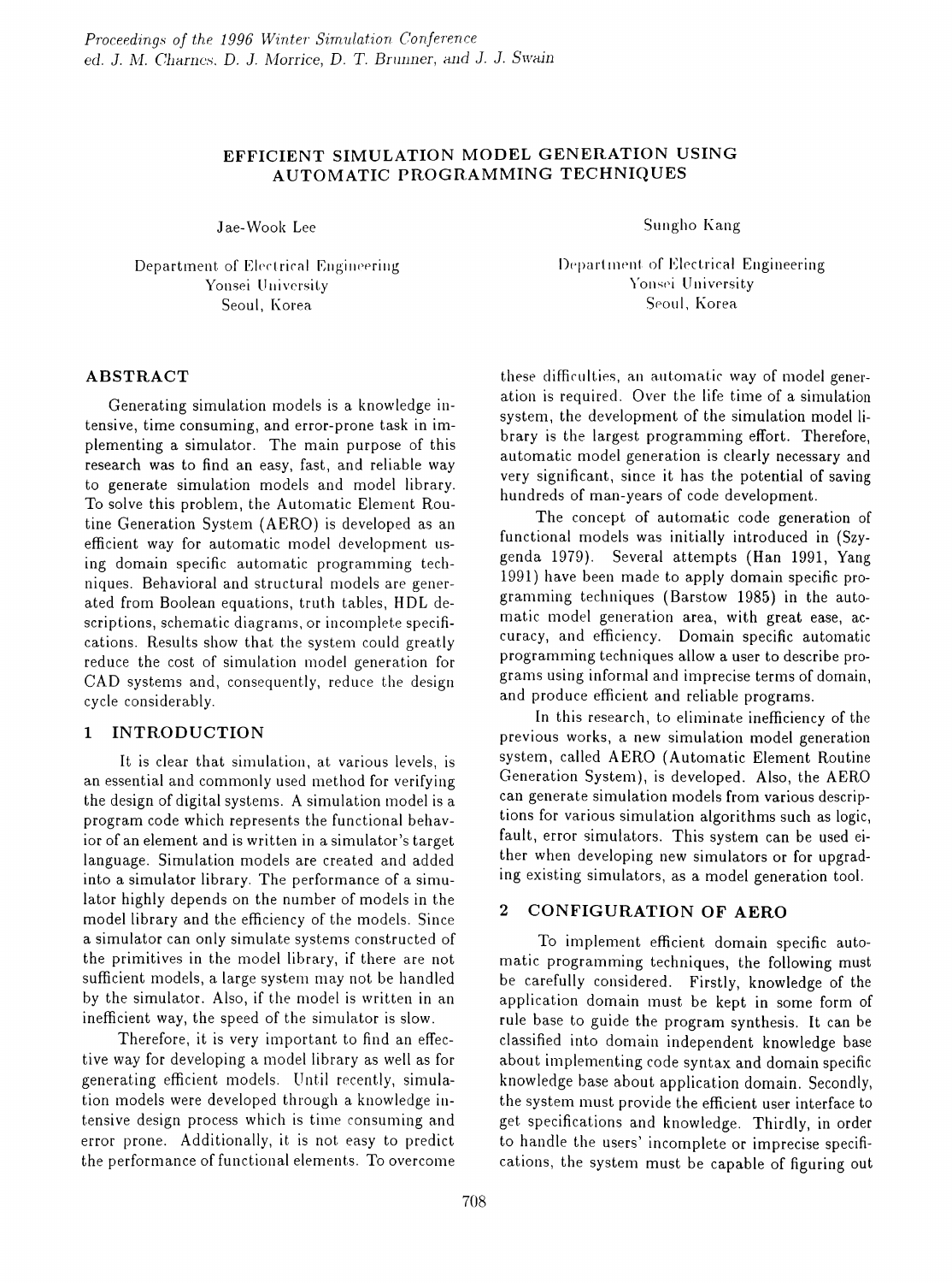# EFFICIENT SIMULATION MODEL GENERATION USING AUTOMATIC PROGRAMMING TECHNIQUES

Jae-Wook Lee

Department of Electrical Engineering
Yonsei University
Seoul, Korea

Sungho Kang

Department of Electrical Engineering
Yonsei University
Seoul, Korea

## ABSTRACT

Generating simulation models is a knowledge intensive, time consuming, and error-prone task in implementing a simulator. The main purpose of this research was to find an easy, fast, and reliable way to generate simulation models and model library. To solve this problem, the Automatic Element Routine Generation System (AERO) is developed as an efficient way for automatic model development using domain specific automatic programming techniques. Behavioral and structural models are generated from Boolean equations, truth tables, HDL descriptions, schematic diagrams, or incomplete specifications. Results show that the system could greatly reduce the cost of simulation model generation for CAD systems and, consequently, reduce the design cycle considerably.

## 1 INTRODUCTION

It is clear that simulation, at various levels, is an essential and commonly used method for verifying the design of digital systems. A simulation model is a program code which represents the functional behavior of an element and is written in a simulator's target language. Simulation models are created and added into a simulator library. The performance of a simulator highly depends on the number of models in the model library and the efficiency of the models. Since a simulator can only simulate systems constructed of the primitives in the model library, if there are not sufficient models, a large system may not be handled by the simulator. Also, if the model is written in an inefficient way, the speed of the simulator is slow.

Therefore, it is very important to find an effective way for developing a model library as well as for generating efficient models. Until recently, simulation models were developed through a knowledge intensive design process which is time consuming and error prone. Additionally, it is not easy to predict the performance of functional elements. To overcome these difficulties, an automatic way of model generation is required. Over the life time of a simulation system, the development of the simulation model library is the largest programming effort. Therefore, automatic model generation is clearly necessary and very significant, since it has the potential of saving hundreds of man-years of code development.

The concept of automatic code generation of functional models was initially introduced in (Szygenda 1979). Several attempts (Han 1991, Yang 1991) have been made to apply domain specific programming techniques (Barstow 1985) in the automatic model generation area, with great ease, accuracy, and efficiency. Domain specific automatic programming techniques allow a user to describe programs using informal and imprecise terms of domain, and produce efficient and reliable programs.

In this research, to eliminate inefficiency of the previous works, a new simulation model generation system, called AERO (Automatic Element Routine Generation System), is developed. Also, the AERO can generate simulation models from various descriptions for various simulation algorithms such as logic, fault, error simulators. This system can be used either when developing new simulators or for upgrading existing simulators, as a model generation tool.

## 2 CONFIGURATION OF AERO

To implement efficient domain specific automatic programming techniques, the following must be carefully considered. Firstly, knowledge of the application domain must be kept in some form of rule base to guide the program synthesis. It can be classified into domain independent knowledge base about implementing code syntax and domain specific knowledge base about application domain. Secondly, the system must provide the efficient user interface to get specifications and knowledge. Thirdly, in order to handle the users' incomplete or imprecise specifications, the system must be capable of figuring out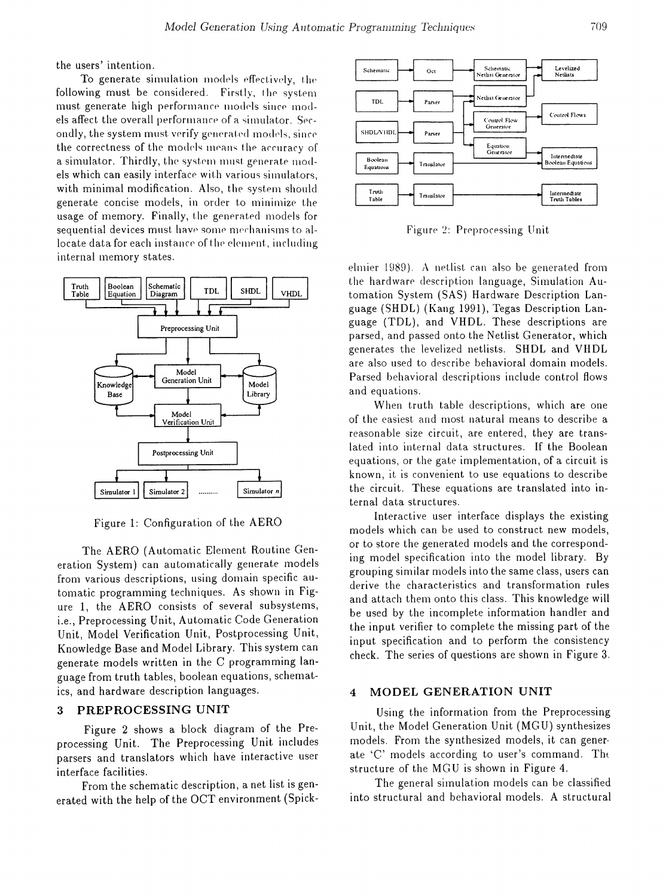the users' intention.

To generate simulation models effectively, the following must be considered. Firstly, the system must generate high performance models since models affect the overall performance of a simulator. Secondly, the system must verify generated models, since the correctness of the models means the accuracy of a simulator. Thirdly, the system must generate models which can easily interface with various simulators, with minimal modification. Also, the system should generate concise models, in order to minimize the usage of memory. Finally, the generated models for sequential devices must have some mechanisms to allocate data for each instance of the element, including internal memory states.

Figure 1: Configuration of the AERO

The AERO (Automatic Element Routine Generation System) can automatically generate models from various descriptions, using domain specific automatic programming techniques. As shown in Figure 1, the AERO consists of several subsystems, i.e., Preprocessing Unit, Automatic Code Generation Unit, Model Verification Unit, Postprocessing Unit, Knowledge Base and Model Library. This system can generate models written in the C programming language from truth tables, boolean equations, schematics, and hardware description languages.

## 3 PREPROCESSING UNIT

Figure 2 shows a block diagram of the Preprocessing Unit. The Preprocessing Unit includes parsers and translators which have interactive user interface facilities.

From the schematic description, a net list is generated with the help of the OCT environment (Spickelmier 1989). A netlist can also be generated from the hardware description language, Simulation Automation System (SAS) Hardware Description Language (SHDL) (Kang 1991), Tegas Description Language (TDL), and VHDL. These descriptions are parsed, and passed onto the Netlist Generator, which generates the levelized netlists. SHDL and VHDL are also used to describe behavioral domain models. Parsed behavioral descriptions include control flows and equations.

Figure 2: Preprocessing Unit

When truth table descriptions, which are one of the easiest and most natural means to describe a reasonable size circuit, are entered, they are translated into internal data structures. If the Boolean equations, or the gate implementation, of a circuit is known, it is convenient to use equations to describe the circuit. These equations are translated into internal data structures.

Interactive user interface displays the existing models which can be used to construct new models, or to store the generated models and the corresponding model specification into the model library. By grouping similar models into the same class, users can derive the characteristics and transformation rules and attach them onto this class. This knowledge will be used by the incomplete information handler and the input verifier to complete the missing part of the input specification and to perform the consistency check. The series of questions are shown in Figure 3.

## 4 MODEL GENERATION UNIT

Using the information from the Preprocessing Unit, the Model Generation Unit (MGU) synthesizes models. From the synthesized models, it can generate 'C' models according to user's command. The structure of the MGU is shown in Figure 4.

The general simulation models can be classified into structural and behavioral models. A structural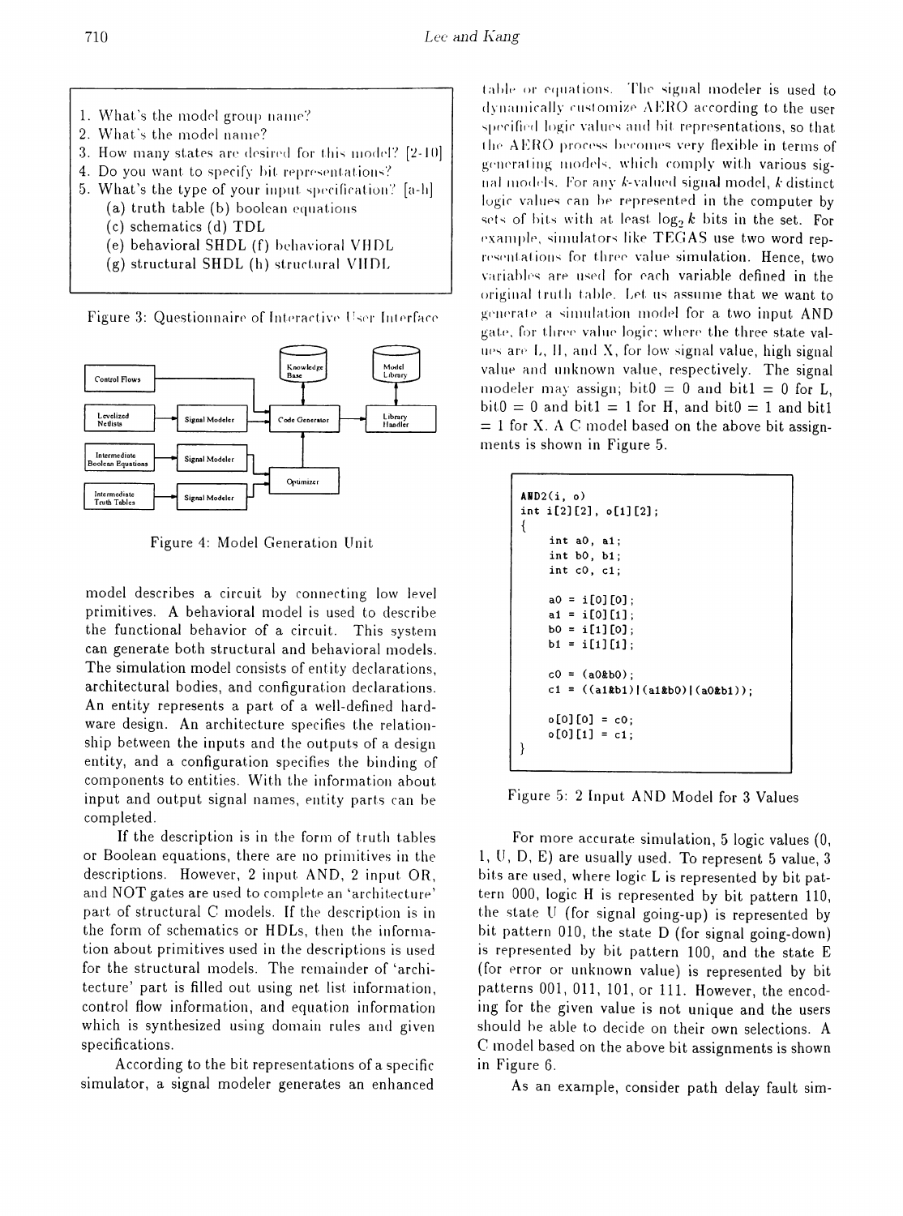1. What's the model group name?
2. What's the model name?
3. How many states are desired for this model? [2-10]
4. Do you want to specify bit representations?
5. What's the type of your input specification? [a-h]
   (a) truth table (b) boolean equations
   (c) schematics (d) TDL
   (e) behavioral SHDL (f) behavioral VHDL
   (g) structural SHDL (h) structural VHDL

Figure 3: Questionnaire of Interactive User Interface

Figure 4: Model Generation Unit

model describes a circuit by connecting low level primitives. A behavioral model is used to describe the functional behavior of a circuit. This system can generate both structural and behavioral models. The simulation model consists of entity declarations, architectural bodies, and configuration declarations. An entity represents a part of a well-defined hardware design. An architecture specifies the relationship between the inputs and the outputs of a design entity, and a configuration specifies the binding of components to entities. With the information about input and output signal names, entity parts can be completed.

If the description is in the form of truth tables or Boolean equations, there are no primitives in the descriptions. However, 2 input AND, 2 input OR, and NOT gates are used to complete an 'architecture' part of structural C models. If the description is in the form of schematics or HDLs, then the information about primitives used in the descriptions is used for the structural models. The remainder of 'architecture' part is filled out using net list information, control flow information, and equation information which is synthesized using domain rules and given specifications.

According to the bit representations of a specific simulator, a signal modeler generates an enhanced table or equations. The signal modeler is used to dynamically customize AERO according to the user specified logic values and bit representations, so that the AERO process becomes very flexible in terms of generating models, which comply with various signal models. For any $k$-valued signal model, $k$ distinct logic values can be represented in the computer by sets of bits with at least $\log_2 k$ bits in the set. For example, simulators like TEGAS use two word representations for three value simulation. Hence, two variables are used for each variable defined in the original truth table. Let us assume that we want to generate a simulation model for a two input AND gate, for three value logic; where the three state values are L, H, and X, for low signal value, high signal value and unknown value, respectively. The signal modeler may assign; bit0 = 0 and bit1 = 0 for L, bit0 = 0 and bit1 = 1 for H, and bit0 = 1 and bit1 = 1 for X. A C model based on the above bit assignments is shown in Figure 5.

```
AND2(i, o)
int i[2][2], o[1][2];
{
    int a0, a1;
    int b0, b1;
    int c0, c1;

    a0 = i[0][0];
    a1 = i[0][1];
    b0 = i[1][0];
    b1 = i[1][1];

    c0 = (a0&b0);
    c1 = ((a1&b1)|(a1&b0)|(a0&b1));

    o[0][0] = c0;
    o[0][1] = c1;
}
```

Figure 5: 2 Input AND Model for 3 Values

For more accurate simulation, 5 logic values (0, 1, U, D, E) are usually used. To represent 5 value, 3 bits are used, where logic L is represented by bit pattern 000, logic H is represented by bit pattern 110, the state U (for signal going-up) is represented by bit pattern 010, the state D (for signal going-down) is represented by bit pattern 100, and the state E (for error or unknown value) is represented by bit patterns 001, 011, 101, or 111. However, the encoding for the given value is not unique and the users should be able to decide on their own selections. A C model based on the above bit assignments is shown in Figure 6.

As an example, consider path delay fault sim-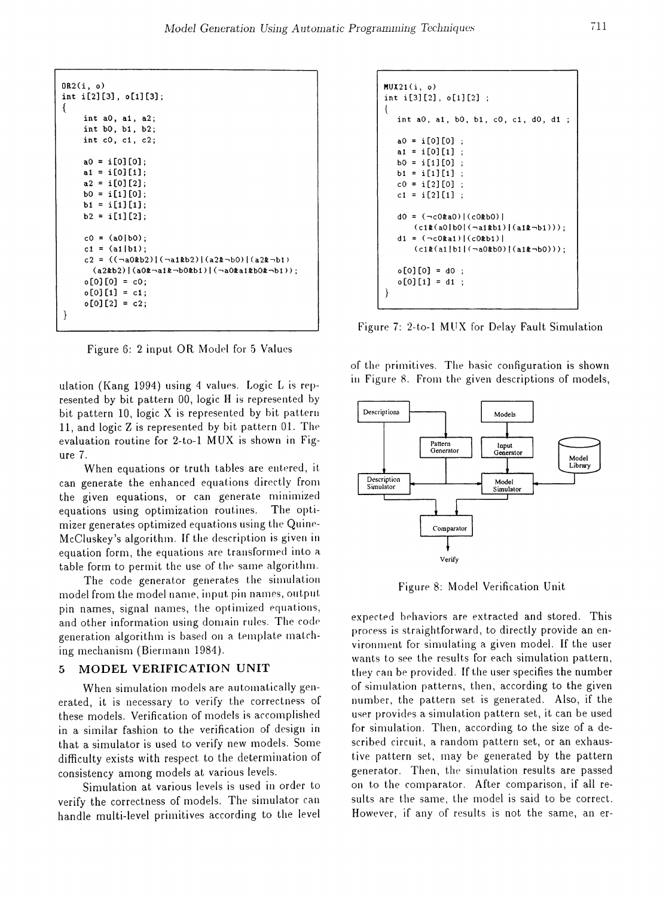```
OR2(i, o)
int i[2][3], o[1][3];
{
    int a0, a1, a2;
    int b0, b1, b2;
    int c0, c1, c2;

    a0 = i[0][0];
    a1 = i[0][1];
    a2 = i[0][2];
    b0 = i[1][0];
    b1 = i[1][1];
    b2 = i[1][2];

    c0 = (a0|b0);
    c1 = (a1|b1);
    c2 = ((¬a0&b2)|(¬a1&b2)|(a2&¬b0)|(a2&¬b1)
      (a2&b2)|(a0&¬a1&¬b0&b1)|(¬a0&a1&b0&¬b1));
    o[0][0] = c0;
    o[0][1] = c1;
    o[0][2] = c2;
}
```

Figure 6: 2 input OR Model for 5 Values

ulation (Kang 1994) using 4 values. Logic L is represented by bit pattern 00, logic H is represented by bit pattern 10, logic X is represented by bit pattern 11, and logic Z is represented by bit pattern 01. The evaluation routine for 2-to-1 MUX is shown in Figure 7.

When equations or truth tables are entered, it can generate the enhanced equations directly from the given equations, or can generate minimized equations using optimization routines. The optimizer generates optimized equations using the Quine-McCluskey's algorithm. If the description is given in equation form, the equations are transformed into a table form to permit the use of the same algorithm.

The code generator generates the simulation model from the model name, input pin names, output pin names, signal names, the optimized equations, and other information using domain rules. The code generation algorithm is based on a template matching mechanism (Biermann 1984).

## 5 MODEL VERIFICATION UNIT

When simulation models are automatically generated, it is necessary to verify the correctness of these models. Verification of models is accomplished in a similar fashion to the verification of design in that a simulator is used to verify new models. Some difficulty exists with respect to the determination of consistency among models at various levels.

Simulation at various levels is used in order to verify the correctness of models. The simulator can handle multi-level primitives according to the level

```
MUX21(i, o)
int i[3][2], o[1][2] ;
{
  int a0, a1, b0, b1, c0, c1, d0, d1 ;

  a0 = i[0][0] ;
  a1 = i[0][1] ;
  b0 = i[1][0] ;
  b1 = i[1][1] ;
  c0 = i[2][0] ;
  c1 = i[2][1] ;

  d0 = (¬c0&a0)|(c0&b0)|
      (c1&(a0|b0|(¬a1&b1)|(a1&¬b1)));
  d1 = (¬c0&a1)|(c0&b1)|
      (c1&(a1|b1|(¬a0&b0)|(a1&¬b0)));

  o[0][0] = d0 ;
  o[0][1] = d1 ;
}
```

Figure 7: 2-to-1 MUX for Delay Fault Simulation

of the primitives. The basic configuration is shown in Figure 8. From the given descriptions of models,

Figure 8: Model Verification Unit

expected behaviors are extracted and stored. This process is straightforward, to directly provide an environment for simulating a given model. If the user wants to see the results for each simulation pattern, they can be provided. If the user specifies the number of simulation patterns, then, according to the given number, the pattern set is generated. Also, if the user provides a simulation pattern set, it can be used for simulation. Then, according to the size of a described circuit, a random pattern set, or an exhaustive pattern set, may be generated by the pattern generator. Then, the simulation results are passed on to the comparator. After comparison, if all results are the same, the model is said to be correct. However, if any of results is not the same, an er-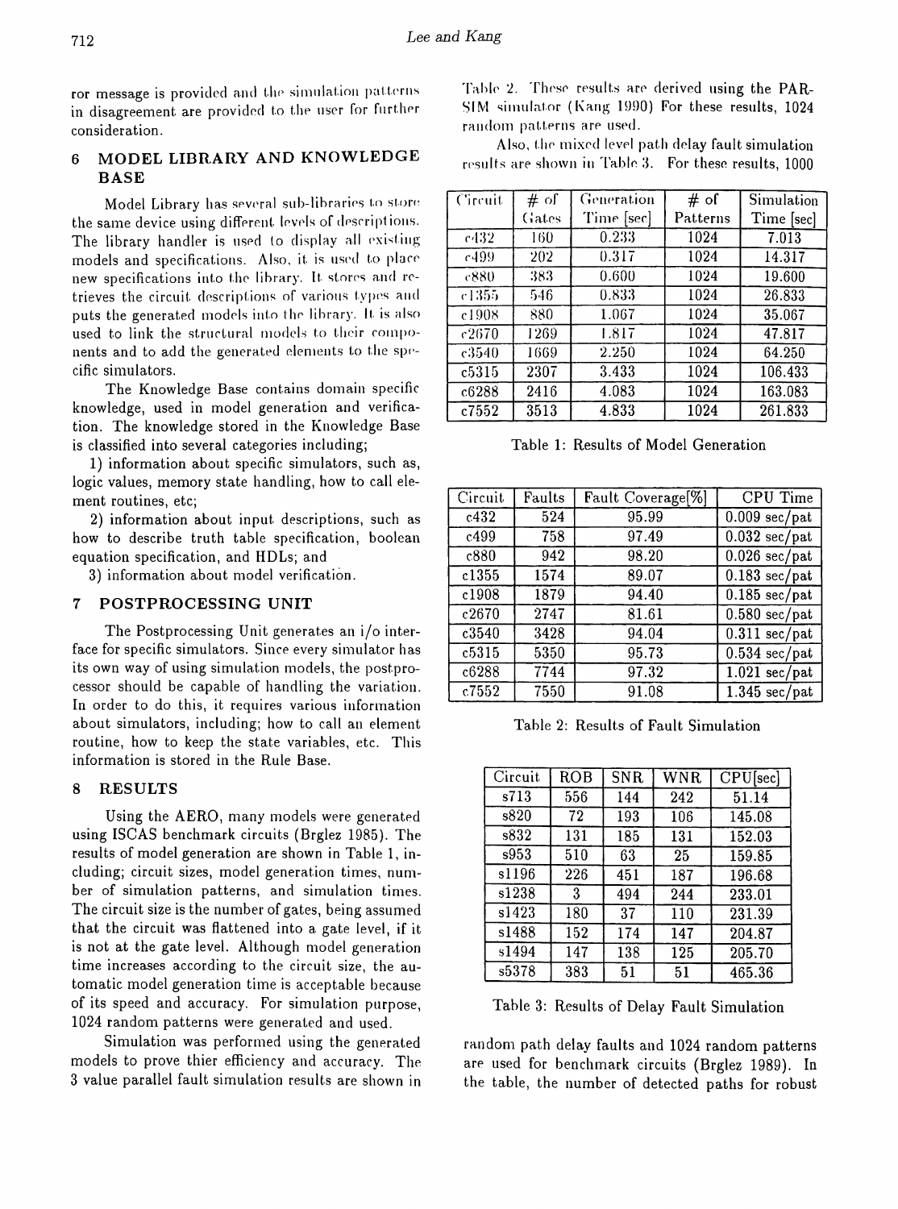ror message is provided and the simulation patterns in disagreement are provided to the user for further consideration.

## 6 MODEL LIBRARY AND KNOWLEDGE BASE

Model Library has several sub-libraries to store the same device using different levels of descriptions. The library handler is used to display all existing models and specifications. Also, it is used to place new specifications into the library. It stores and retrieves the circuit descriptions of various types and puts the generated models into the library. It is also used to link the structural models to their components and to add the generated elements to the specific simulators.

The Knowledge Base contains domain specific knowledge, used in model generation and verification. The knowledge stored in the Knowledge Base is classified into several categories including;

1) information about specific simulators, such as, logic values, memory state handling, how to call element routines, etc;

2) information about input descriptions, such as how to describe truth table specification, boolean equation specification, and HDLs; and

3) information about model verification.

## 7 POSTPROCESSING UNIT

The Postprocessing Unit generates an i/o interface for specific simulators. Since every simulator has its own way of using simulation models, the postprocessor should be capable of handling the variation. In order to do this, it requires various information about simulators, including; how to call an element routine, how to keep the state variables, etc. This information is stored in the Rule Base.

## 8 RESULTS

Using the AERO, many models were generated using ISCAS benchmark circuits (Brglez 1985). The results of model generation are shown in Table 1, including; circuit sizes, model generation times, number of simulation patterns, and simulation times. The circuit size is the number of gates, being assumed that the circuit was flattened into a gate level, if it is not at the gate level. Although model generation time increases according to the circuit size, the automatic model generation time is acceptable because of its speed and accuracy. For simulation purpose, 1024 random patterns were generated and used.

Simulation was performed using the generated models to prove thier efficiency and accuracy. The 3 value parallel fault simulation results are shown in Table 2. These results are derived using the PARSIM simulator (Kang 1990) For these results, 1024 random patterns are used.

Also, the mixed level path delay fault simulation results are shown in Table 3. For these results, 1000 random path delay faults and 1024 random patterns are used for benchmark circuits (Brglez 1989). In the table, the number of detected paths for robust

| Circuit | # of Gates | Generation Time [sec] | # of Patterns | Simulation Time [sec] |
|---|---|---|---|---|
| c432 | 160 | 0.233 | 1024 | 7.013 |
| c499 | 202 | 0.317 | 1024 | 14.317 |
| c880 | 383 | 0.600 | 1024 | 19.600 |
| c1355 | 546 | 0.833 | 1024 | 26.833 |
| c1908 | 880 | 1.067 | 1024 | 35.067 |
| c2670 | 1269 | 1.817 | 1024 | 47.817 |
| c3540 | 1669 | 2.250 | 1024 | 64.250 |
| c5315 | 2307 | 3.433 | 1024 | 106.433 |
| c6288 | 2416 | 4.083 | 1024 | 163.083 |
| c7552 | 3513 | 4.833 | 1024 | 261.833 |

Table 1: Results of Model Generation

| Circuit | Faults | Fault Coverage[%] | CPU Time |
|---|---|---|---|
| c432 | 524 | 95.99 | 0.009 sec/pat |
| c499 | 758 | 97.49 | 0.032 sec/pat |
| c880 | 942 | 98.20 | 0.026 sec/pat |
| c1355 | 1574 | 89.07 | 0.183 sec/pat |
| c1908 | 1879 | 94.40 | 0.185 sec/pat |
| c2670 | 2747 | 81.61 | 0.580 sec/pat |
| c3540 | 3428 | 94.04 | 0.311 sec/pat |
| c5315 | 5350 | 95.73 | 0.534 sec/pat |
| c6288 | 7744 | 97.32 | 1.021 sec/pat |
| c7552 | 7550 | 91.08 | 1.345 sec/pat |

Table 2: Results of Fault Simulation

| Circuit | ROB | SNR | WNR | CPU[sec] |
|---|---|---|---|---|
| s713 | 556 | 144 | 242 | 51.14 |
| s820 | 72 | 193 | 106 | 145.08 |
| s832 | 131 | 185 | 131 | 152.03 |
| s953 | 510 | 63 | 25 | 159.85 |
| s1196 | 226 | 451 | 187 | 196.68 |
| s1238 | 3 | 494 | 244 | 233.01 |
| s1423 | 180 | 37 | 110 | 231.39 |
| s1488 | 152 | 174 | 147 | 204.87 |
| s1494 | 147 | 138 | 125 | 205.70 |
| s5378 | 383 | 51 | 51 | 465.36 |

Table 3: Results of Delay Fault Simulation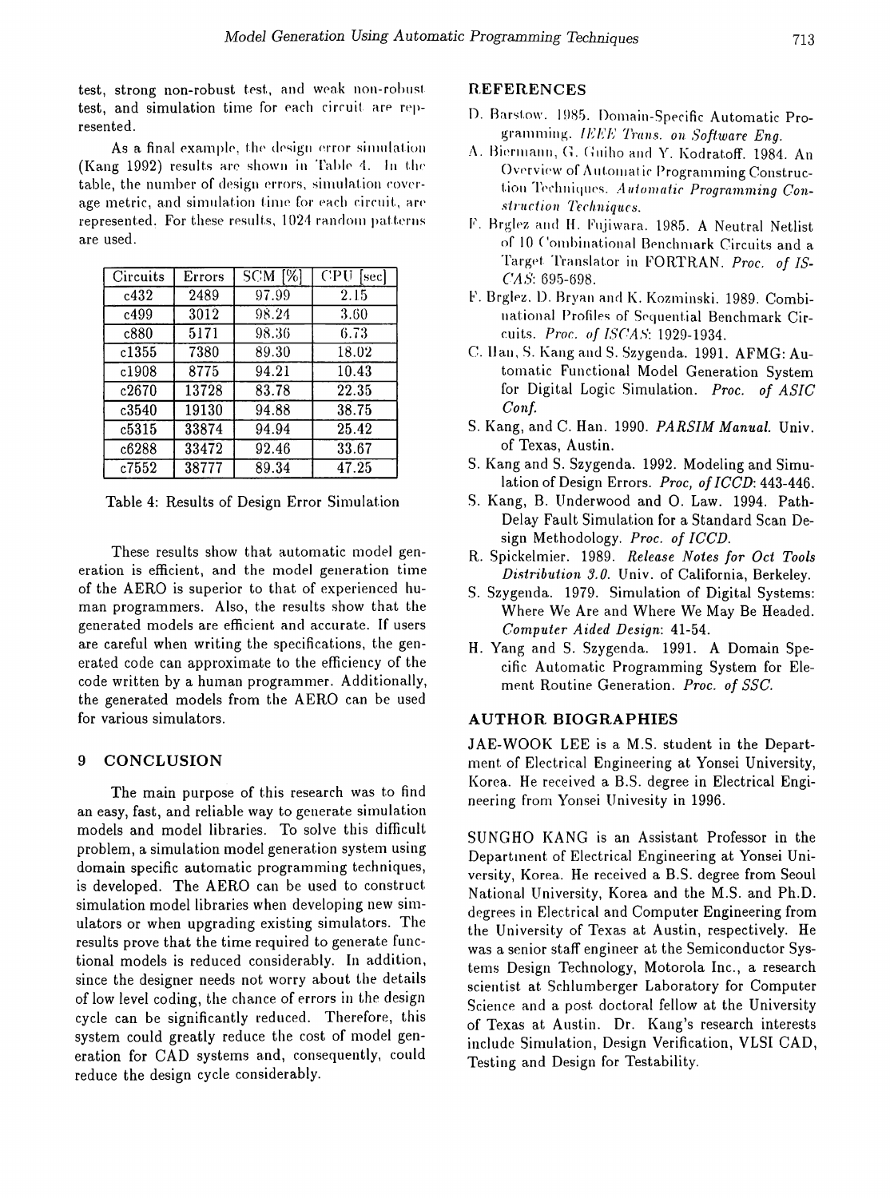test, strong non-robust test, and weak non-robust test, and simulation time for each circuit are represented.

As a final example, the design error simulation (Kang 1992) results are shown in Table 4. In the table, the number of design errors, simulation coverage metric, and simulation time for each circuit, are represented. For these results, 1024 random patterns are used.

| Circuits | Errors | SCM [%] | CPU [sec] |
|---|---|---|---|
| c432 | 2489 | 97.99 | 2.15 |
| c499 | 3012 | 98.24 | 3.60 |
| c880 | 5171 | 98.36 | 6.73 |
| c1355 | 7380 | 89.30 | 18.02 |
| c1908 | 8775 | 94.21 | 10.43 |
| c2670 | 13728 | 83.78 | 22.35 |
| c3540 | 19130 | 94.88 | 38.75 |
| c5315 | 33874 | 94.94 | 25.42 |
| c6288 | 33472 | 92.46 | 33.67 |
| c7552 | 38777 | 89.34 | 47.25 |

Table 4: Results of Design Error Simulation

These results show that automatic model generation is efficient, and the model generation time of the AERO is superior to that of experienced human programmers. Also, the results show that the generated models are efficient and accurate. If users are careful when writing the specifications, the generated code can approximate to the efficiency of the code written by a human programmer. Additionally, the generated models from the AERO can be used for various simulators.

## 9 CONCLUSION

The main purpose of this research was to find an easy, fast, and reliable way to generate simulation models and model libraries. To solve this difficult problem, a simulation model generation system using domain specific automatic programming techniques, is developed. The AERO can be used to construct simulation model libraries when developing new simulators or when upgrading existing simulators. The results prove that the time required to generate functional models is reduced considerably. In addition, since the designer needs not worry about the details of low level coding, the chance of errors in the design cycle can be significantly reduced. Therefore, this system could greatly reduce the cost of model generation for CAD systems and, consequently, could reduce the design cycle considerably.

## REFERENCES

D. Barstow. 1985. Domain-Specific Automatic Programming. *IEEE Trans. on Software Eng.*

A. Biermann, G. Guiho and Y. Kodratoff. 1984. An Overview of Automatic Programming Construction Techniques. *Automatic Programming Construction Techniques.*

F. Brglez and H. Fujiwara. 1985. A Neutral Netlist of 10 Combinational Benchmark Circuits and a Target Translator in FORTRAN. *Proc. of ISCAS*: 695-698.

F. Brglez, D. Bryan and K. Kozminski. 1989. Combinational Profiles of Sequential Benchmark Circuits. *Proc. of ISCAS*: 1929-1934.

C. Han, S. Kang and S. Szygenda. 1991. AFMG: Automatic Functional Model Generation System for Digital Logic Simulation. *Proc. of ASIC Conf.*

S. Kang, and C. Han. 1990. *PARSIM Manual.* Univ. of Texas, Austin.

S. Kang and S. Szygenda. 1992. Modeling and Simulation of Design Errors. *Proc, of ICCD*: 443-446.

S. Kang, B. Underwood and O. Law. 1994. Path-Delay Fault Simulation for a Standard Scan Design Methodology. *Proc. of ICCD.*

R. Spickelmier. 1989. *Release Notes for Oct Tools Distribution 3.0.* Univ. of California, Berkeley.

S. Szygenda. 1979. Simulation of Digital Systems: Where We Are and Where We May Be Headed. *Computer Aided Design*: 41-54.

H. Yang and S. Szygenda. 1991. A Domain Specific Automatic Programming System for Element Routine Generation. *Proc. of SSC.*

## AUTHOR BIOGRAPHIES

JAE-WOOK LEE is a M.S. student in the Department of Electrical Engineering at Yonsei University, Korea. He received a B.S. degree in Electrical Engineering from Yonsei Univesity in 1996.

SUNGHO KANG is an Assistant Professor in the Department of Electrical Engineering at Yonsei University, Korea. He received a B.S. degree from Seoul National University, Korea and the M.S. and Ph.D. degrees in Electrical and Computer Engineering from the University of Texas at Austin, respectively. He was a senior staff engineer at the Semiconductor Systems Design Technology, Motorola Inc., a research scientist at Schlumberger Laboratory for Computer Science and a post doctoral fellow at the University of Texas at Austin. Dr. Kang's research interests include Simulation, Design Verification, VLSI CAD, Testing and Design for Testability.